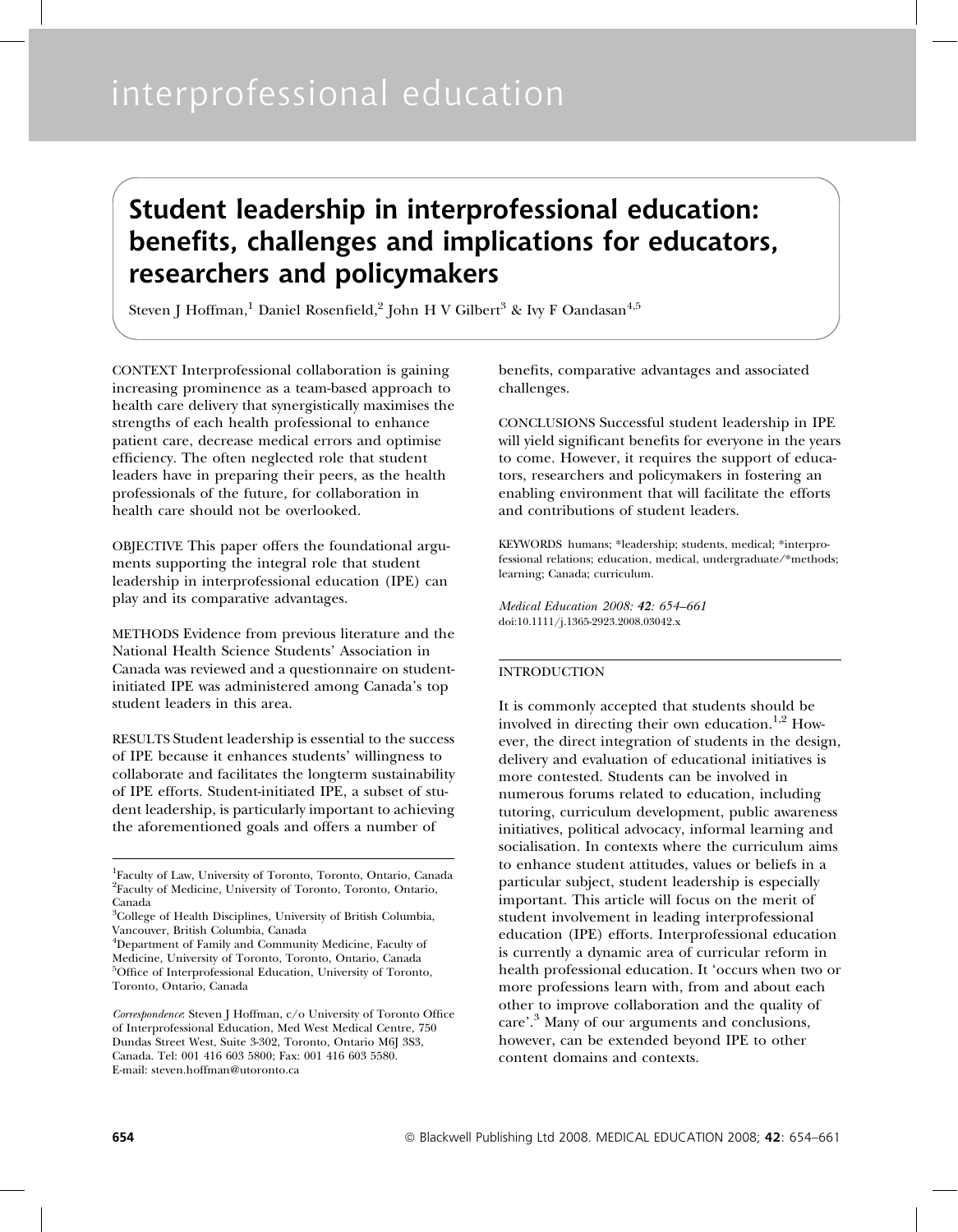# Student leadership in interprofessional education: benefits, challenges and implications for educators, researchers and policymakers

Steven J Hoffman,[1] Daniel Rosenfield,[2] John H V Gilbert[3] & Ivy F Oandasan[4,5]

CONTEXT Interprofessional collaboration is gaining increasing prominence as a team-based approach to health care delivery that synergistically maximises the strengths of each health professional to enhance patient care, decrease medical errors and optimise efficiency. The often neglected role that student leaders have in preparing their peers, as the health professionals of the future, for collaboration in health care should not be overlooked.

OBJECTIVE This paper offers the foundational arguments supporting the integral role that student leadership in interprofessional education (IPE) can play and its comparative advantages.

METHODS Evidence from previous literature and the National Health Science Students' Association in Canada was reviewed and a questionnaire on student-initiated IPE was administered among Canada's top student leaders in this area.

RESULTS Student leadership is essential to the success of IPE because it enhances students' willingness to collaborate and facilitates the longterm sustainability of IPE efforts. Student-initiated IPE, a subset of student leadership, is particularly important to achieving the aforementioned goals and offers a number of benefits, comparative advantages and associated challenges.

CONCLUSIONS Successful student leadership in IPE will yield significant benefits for everyone in the years to come. However, it requires the support of educators, researchers and policymakers in fostering an enabling environment that will facilitate the efforts and contributions of student leaders.

KEYWORDS humans; *leadership; students, medical; *interprofessional relations; education, medical, undergraduate/*methods; learning; Canada; curriculum.

*Medical Education 2008: 42: 654–661*
doi:10.1111/j.1365-2923.2008.03042.x

[1]Faculty of Law, University of Toronto, Toronto, Ontario, Canada
[2]Faculty of Medicine, University of Toronto, Toronto, Ontario, Canada
[3]College of Health Disciplines, University of British Columbia, Vancouver, British Columbia, Canada
[4]Department of Family and Community Medicine, Faculty of Medicine, University of Toronto, Toronto, Ontario, Canada
[5]Office of Interprofessional Education, University of Toronto, Toronto, Ontario, Canada

*Correspondence*: Steven J Hoffman, c/o University of Toronto Office of Interprofessional Education, Med West Medical Centre, 750 Dundas Street West, Suite 3-302, Toronto, Ontario M6J 3S3, Canada. Tel: 001 416 603 5800; Fax: 001 416 603 5580. E-mail: steven.hoffman@utoronto.ca

## INTRODUCTION

It is commonly accepted that students should be involved in directing their own education.[1,2] However, the direct integration of students in the design, delivery and evaluation of educational initiatives is more contested. Students can be involved in numerous forums related to education, including tutoring, curriculum development, public awareness initiatives, political advocacy, informal learning and socialisation. In contexts where the curriculum aims to enhance student attitudes, values or beliefs in a particular subject, student leadership is especially important. This article will focus on the merit of student involvement in leading interprofessional education (IPE) efforts. Interprofessional education is currently a dynamic area of curricular reform in health professional education. It 'occurs when two or more professions learn with, from and about each other to improve collaboration and the quality of care'.[3] Many of our arguments and conclusions, however, can be extended beyond IPE to other content domains and contexts.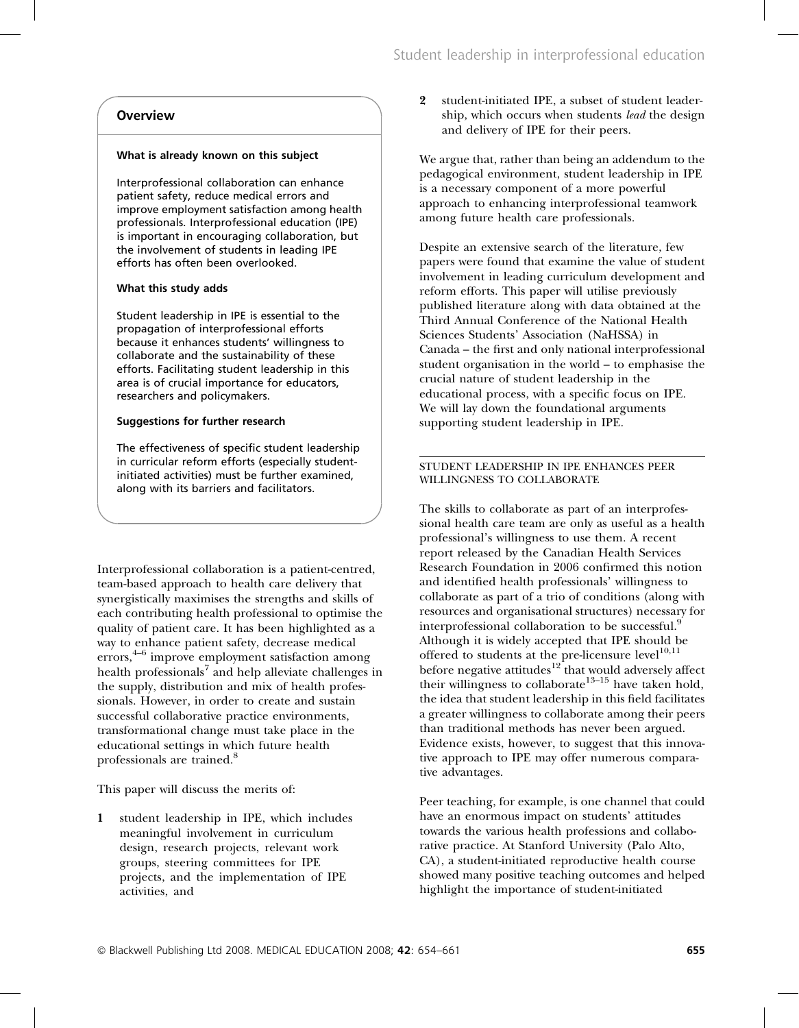## Overview

**What is already known on this subject**

Interprofessional collaboration can enhance patient safety, reduce medical errors and improve employment satisfaction among health professionals. Interprofessional education (IPE) is important in encouraging collaboration, but the involvement of students in leading IPE efforts has often been overlooked.

**What this study adds**

Student leadership in IPE is essential to the propagation of interprofessional efforts because it enhances students' willingness to collaborate and the sustainability of these efforts. Facilitating student leadership in this area is of crucial importance for educators, researchers and policymakers.

**Suggestions for further research**

The effectiveness of specific student leadership in curricular reform efforts (especially student-initiated activities) must be further examined, along with its barriers and facilitators.

Interprofessional collaboration is a patient-centred, team-based approach to health care delivery that synergistically maximises the strengths and skills of each contributing health professional to optimise the quality of patient care. It has been highlighted as a way to enhance patient safety, decrease medical errors,[4–6] improve employment satisfaction among health professionals[7] and help alleviate challenges in the supply, distribution and mix of health professionals. However, in order to create and sustain successful collaborative practice environments, transformational change must take place in the educational settings in which future health professionals are trained.[8]

This paper will discuss the merits of:

1. student leadership in IPE, which includes meaningful involvement in curriculum design, research projects, relevant work groups, steering committees for IPE projects, and the implementation of IPE activities, and
2. student-initiated IPE, a subset of student leadership, which occurs when students *lead* the design and delivery of IPE for their peers.

We argue that, rather than being an addendum to the pedagogical environment, student leadership in IPE is a necessary component of a more powerful approach to enhancing interprofessional teamwork among future health care professionals.

Despite an extensive search of the literature, few papers were found that examine the value of student involvement in leading curriculum development and reform efforts. This paper will utilise previously published literature along with data obtained at the Third Annual Conference of the National Health Sciences Students' Association (NaHSSA) in Canada – the first and only national interprofessional student organisation in the world – to emphasise the crucial nature of student leadership in the educational process, with a specific focus on IPE. We will lay down the foundational arguments supporting student leadership in IPE.

## STUDENT LEADERSHIP IN IPE ENHANCES PEER WILLINGNESS TO COLLABORATE

The skills to collaborate as part of an interprofessional health care team are only as useful as a health professional's willingness to use them. A recent report released by the Canadian Health Services Research Foundation in 2006 confirmed this notion and identified health professionals' willingness to collaborate as part of a trio of conditions (along with resources and organisational structures) necessary for interprofessional collaboration to be successful.[9] Although it is widely accepted that IPE should be offered to students at the pre-licensure level[10,11] before negative attitudes[12] that would adversely affect their willingness to collaborate[13–15] have taken hold, the idea that student leadership in this field facilitates a greater willingness to collaborate among their peers than traditional methods has never been argued. Evidence exists, however, to suggest that this innovative approach to IPE may offer numerous comparative advantages.

Peer teaching, for example, is one channel that could have an enormous impact on students' attitudes towards the various health professions and collaborative practice. At Stanford University (Palo Alto, CA), a student-initiated reproductive health course showed many positive teaching outcomes and helped highlight the importance of student-initiated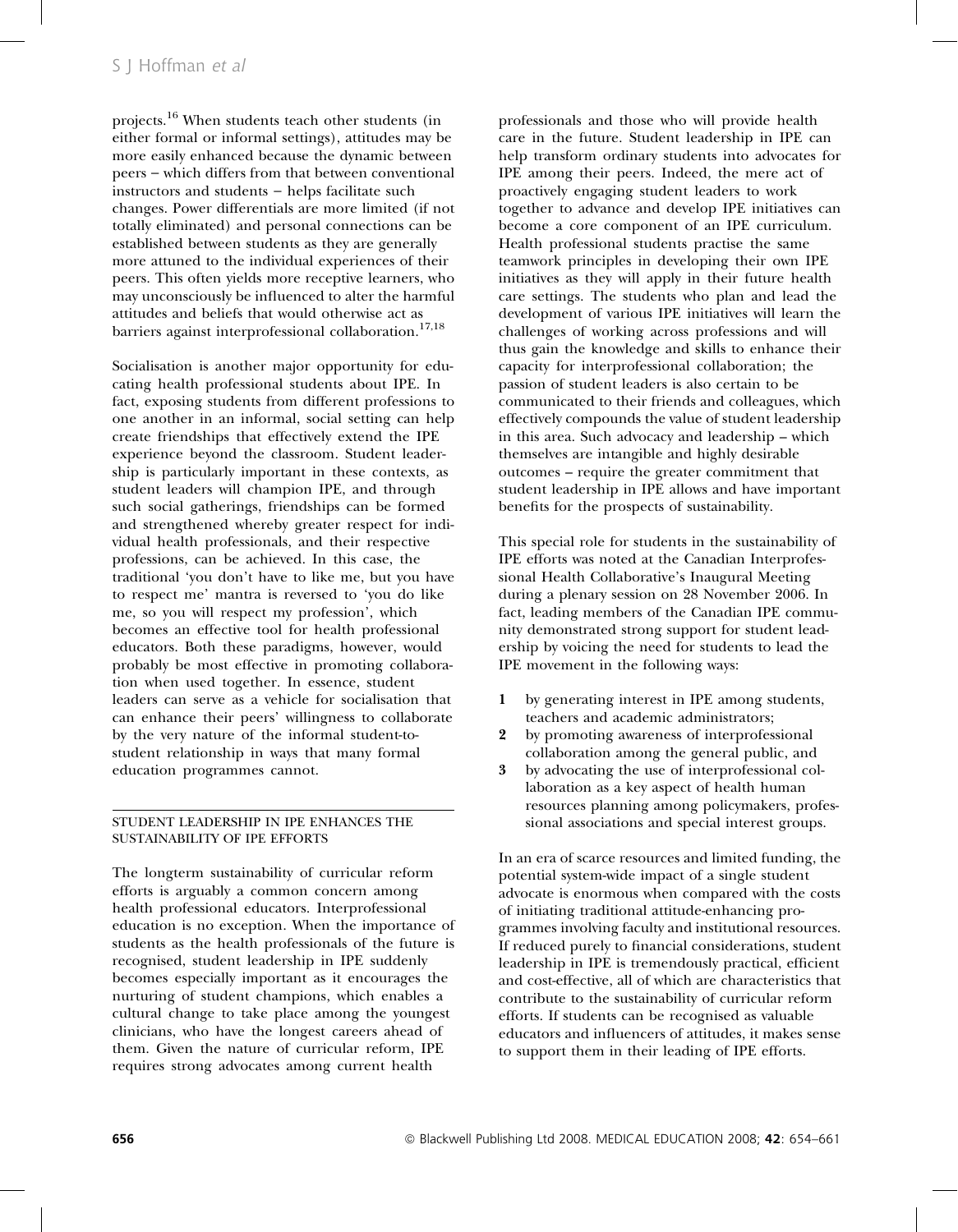projects.[16] When students teach other students (in either formal or informal settings), attitudes may be more easily enhanced because the dynamic between peers – which differs from that between conventional instructors and students – helps facilitate such changes. Power differentials are more limited (if not totally eliminated) and personal connections can be established between students as they are generally more attuned to the individual experiences of their peers. This often yields more receptive learners, who may unconsciously be influenced to alter the harmful attitudes and beliefs that would otherwise act as barriers against interprofessional collaboration.[17,18]

Socialisation is another major opportunity for educating health professional students about IPE. In fact, exposing students from different professions to one another in an informal, social setting can help create friendships that effectively extend the IPE experience beyond the classroom. Student leadership is particularly important in these contexts, as student leaders will champion IPE, and through such social gatherings, friendships can be formed and strengthened whereby greater respect for individual health professionals, and their respective professions, can be achieved. In this case, the traditional 'you don't have to like me, but you have to respect me' mantra is reversed to 'you do like me, so you will respect my profession', which becomes an effective tool for health professional educators. Both these paradigms, however, would probably be most effective in promoting collaboration when used together. In essence, student leaders can serve as a vehicle for socialisation that can enhance their peers' willingness to collaborate by the very nature of the informal student-to-student relationship in ways that many formal education programmes cannot.

## STUDENT LEADERSHIP IN IPE ENHANCES THE SUSTAINABILITY OF IPE EFFORTS

The longterm sustainability of curricular reform efforts is arguably a common concern among health professional educators. Interprofessional education is no exception. When the importance of students as the health professionals of the future is recognised, student leadership in IPE suddenly becomes especially important as it encourages the nurturing of student champions, which enables a cultural change to take place among the youngest clinicians, who have the longest careers ahead of them. Given the nature of curricular reform, IPE requires strong advocates among current health professionals and those who will provide health care in the future. Student leadership in IPE can help transform ordinary students into advocates for IPE among their peers. Indeed, the mere act of proactively engaging student leaders to work together to advance and develop IPE initiatives can become a core component of an IPE curriculum. Health professional students practise the same teamwork principles in developing their own IPE initiatives as they will apply in their future health care settings. The students who plan and lead the development of various IPE initiatives will learn the challenges of working across professions and will thus gain the knowledge and skills to enhance their capacity for interprofessional collaboration; the passion of student leaders is also certain to be communicated to their friends and colleagues, which effectively compounds the value of student leadership in this area. Such advocacy and leadership – which themselves are intangible and highly desirable outcomes – require the greater commitment that student leadership in IPE allows and have important benefits for the prospects of sustainability.

This special role for students in the sustainability of IPE efforts was noted at the Canadian Interprofessional Health Collaborative's Inaugural Meeting during a plenary session on 28 November 2006. In fact, leading members of the Canadian IPE community demonstrated strong support for student leadership by voicing the need for students to lead the IPE movement in the following ways:

1. by generating interest in IPE among students, teachers and academic administrators;
2. by promoting awareness of interprofessional collaboration among the general public, and
3. by advocating the use of interprofessional collaboration as a key aspect of health human resources planning among policymakers, professional associations and special interest groups.

In an era of scarce resources and limited funding, the potential system-wide impact of a single student advocate is enormous when compared with the costs of initiating traditional attitude-enhancing programmes involving faculty and institutional resources. If reduced purely to financial considerations, student leadership in IPE is tremendously practical, efficient and cost-effective, all of which are characteristics that contribute to the sustainability of curricular reform efforts. If students can be recognised as valuable educators and influencers of attitudes, it makes sense to support them in their leading of IPE efforts.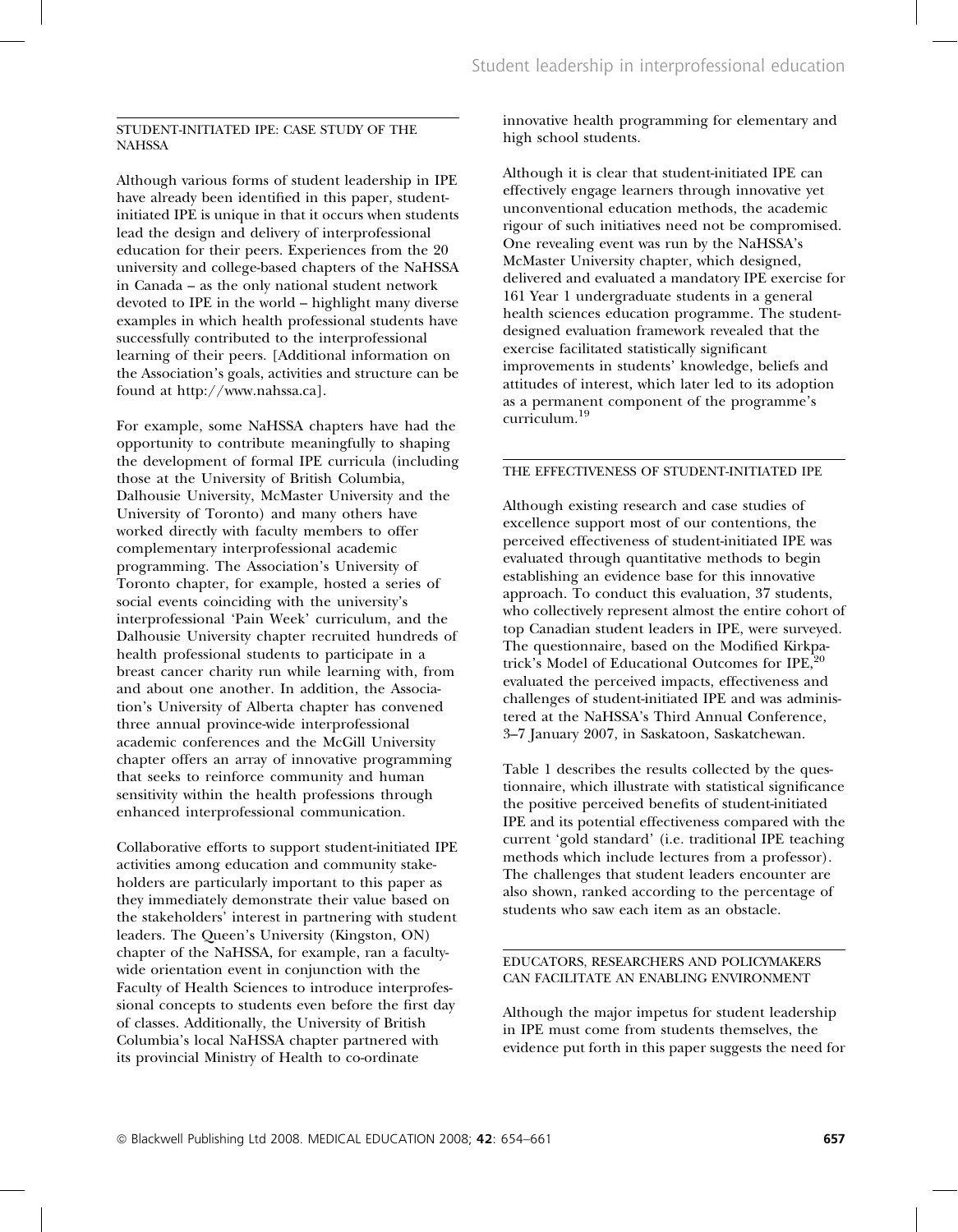## STUDENT-INITIATED IPE: CASE STUDY OF THE NAHSSA

Although various forms of student leadership in IPE have already been identified in this paper, student-initiated IPE is unique in that it occurs when students lead the design and delivery of interprofessional education for their peers. Experiences from the 20 university and college-based chapters of the NaHSSA in Canada – as the only national student network devoted to IPE in the world – highlight many diverse examples in which health professional students have successfully contributed to the interprofessional learning of their peers. [Additional information on the Association's goals, activities and structure can be found at http://www.nahssa.ca].

For example, some NaHSSA chapters have had the opportunity to contribute meaningfully to shaping the development of formal IPE curricula (including those at the University of British Columbia, Dalhousie University, McMaster University and the University of Toronto) and many others have worked directly with faculty members to offer complementary interprofessional academic programming. The Association's University of Toronto chapter, for example, hosted a series of social events coinciding with the university's interprofessional 'Pain Week' curriculum, and the Dalhousie University chapter recruited hundreds of health professional students to participate in a breast cancer charity run while learning with, from and about one another. In addition, the Association's University of Alberta chapter has convened three annual province-wide interprofessional academic conferences and the McGill University chapter offers an array of innovative programming that seeks to reinforce community and human sensitivity within the health professions through enhanced interprofessional communication.

Collaborative efforts to support student-initiated IPE activities among education and community stakeholders are particularly important to this paper as they immediately demonstrate their value based on the stakeholders' interest in partnering with student leaders. The Queen's University (Kingston, ON) chapter of the NaHSSA, for example, ran a faculty-wide orientation event in conjunction with the Faculty of Health Sciences to introduce interprofessional concepts to students even before the first day of classes. Additionally, the University of British Columbia's local NaHSSA chapter partnered with its provincial Ministry of Health to co-ordinate innovative health programming for elementary and high school students.

Although it is clear that student-initiated IPE can effectively engage learners through innovative yet unconventional education methods, the academic rigour of such initiatives need not be compromised. One revealing event was run by the NaHSSA's McMaster University chapter, which designed, delivered and evaluated a mandatory IPE exercise for 161 Year 1 undergraduate students in a general health sciences education programme. The student-designed evaluation framework revealed that the exercise facilitated statistically significant improvements in students' knowledge, beliefs and attitudes of interest, which later led to its adoption as a permanent component of the programme's curriculum.[19]

## THE EFFECTIVENESS OF STUDENT-INITIATED IPE

Although existing research and case studies of excellence support most of our contentions, the perceived effectiveness of student-initiated IPE was evaluated through quantitative methods to begin establishing an evidence base for this innovative approach. To conduct this evaluation, 37 students, who collectively represent almost the entire cohort of top Canadian student leaders in IPE, were surveyed. The questionnaire, based on the Modified Kirkpatrick's Model of Educational Outcomes for IPE,[20] evaluated the perceived impacts, effectiveness and challenges of student-initiated IPE and was administered at the NaHSSA's Third Annual Conference, 3–7 January 2007, in Saskatoon, Saskatchewan.

Table 1 describes the results collected by the questionnaire, which illustrate with statistical significance the positive perceived benefits of student-initiated IPE and its potential effectiveness compared with the current 'gold standard' (i.e. traditional IPE teaching methods which include lectures from a professor). The challenges that student leaders encounter are also shown, ranked according to the percentage of students who saw each item as an obstacle.

## EDUCATORS, RESEARCHERS AND POLICYMAKERS CAN FACILITATE AN ENABLING ENVIRONMENT

Although the major impetus for student leadership in IPE must come from students themselves, the evidence put forth in this paper suggests the need for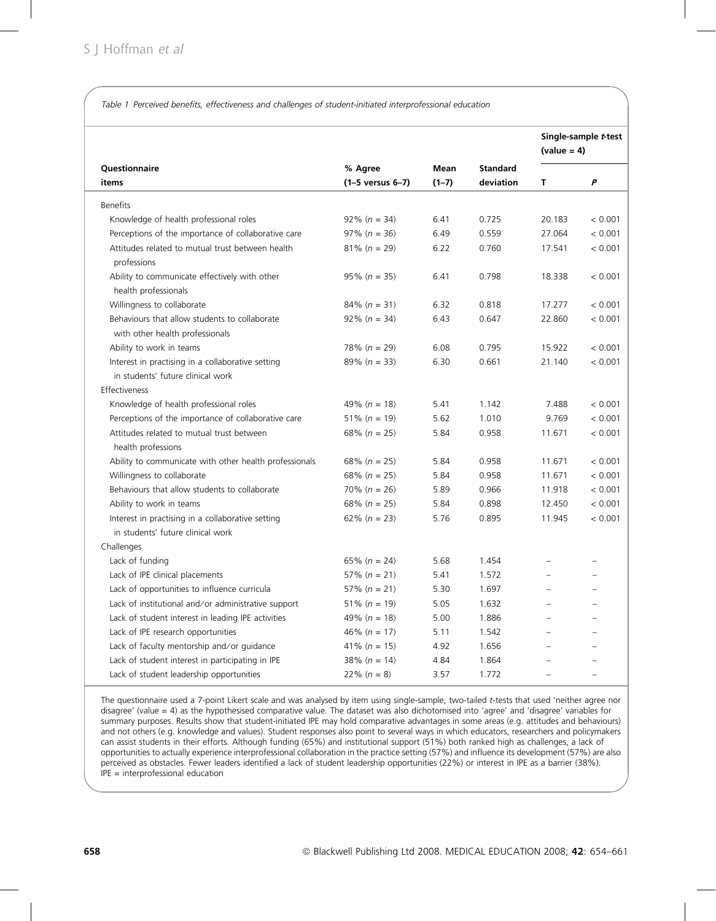*Table 1 Perceived benefits, effectiveness and challenges of student-initiated interprofessional education*

| Questionnaire items | % Agree (1–5 versus 6–7) | Mean (1–7) | Standard deviation | Single-sample *t*-test (value = 4) T | *P* |
|---|---|---|---|---|---|
| Benefits | | | | | |
| Knowledge of health professional roles | 92% (*n* = 34) | 6.41 | 0.725 | 20.183 | < 0.001 |
| Perceptions of the importance of collaborative care | 97% (*n* = 36) | 6.49 | 0.559 | 27.064 | < 0.001 |
| Attitudes related to mutual trust between health professions | 81% (*n* = 29) | 6.22 | 0.760 | 17.541 | < 0.001 |
| Ability to communicate effectively with other health professionals | 95% (*n* = 35) | 6.41 | 0.798 | 18.338 | < 0.001 |
| Willingness to collaborate | 84% (*n* = 31) | 6.32 | 0.818 | 17.277 | < 0.001 |
| Behaviours that allow students to collaborate with other health professionals | 92% (*n* = 34) | 6.43 | 0.647 | 22.860 | < 0.001 |
| Ability to work in teams | 78% (*n* = 29) | 6.08 | 0.795 | 15.922 | < 0.001 |
| Interest in practising in a collaborative setting in students' future clinical work | 89% (*n* = 33) | 6.30 | 0.661 | 21.140 | < 0.001 |
| Effectiveness | | | | | |
| Knowledge of health professional roles | 49% (*n* = 18) | 5.41 | 1.142 | 7.488 | < 0.001 |
| Perceptions of the importance of collaborative care | 51% (*n* = 19) | 5.62 | 1.010 | 9.769 | < 0.001 |
| Attitudes related to mutual trust between health professions | 68% (*n* = 25) | 5.84 | 0.958 | 11.671 | < 0.001 |
| Ability to communicate with other health professionals | 68% (*n* = 25) | 5.84 | 0.958 | 11.671 | < 0.001 |
| Willingness to collaborate | 68% (*n* = 25) | 5.84 | 0.958 | 11.671 | < 0.001 |
| Behaviours that allow students to collaborate | 70% (*n* = 26) | 5.89 | 0.966 | 11.918 | < 0.001 |
| Ability to work in teams | 68% (*n* = 25) | 5.84 | 0.898 | 12.450 | < 0.001 |
| Interest in practising in a collaborative setting in students' future clinical work | 62% (*n* = 23) | 5.76 | 0.895 | 11.945 | < 0.001 |
| Challenges | | | | | |
| Lack of funding | 65% (*n* = 24) | 5.68 | 1.454 | – | – |
| Lack of IPE clinical placements | 57% (*n* = 21) | 5.41 | 1.572 | – | – |
| Lack of opportunities to influence curricula | 57% (*n* = 21) | 5.30 | 1.697 | – | – |
| Lack of institutional and/or administrative support | 51% (*n* = 19) | 5.05 | 1.632 | – | – |
| Lack of student interest in leading IPE activities | 49% (*n* = 18) | 5.00 | 1.886 | – | – |
| Lack of IPE research opportunities | 46% (*n* = 17) | 5.11 | 1.542 | – | – |
| Lack of faculty mentorship and/or guidance | 41% (*n* = 15) | 4.92 | 1.656 | – | – |
| Lack of student interest in participating in IPE | 38% (*n* = 14) | 4.84 | 1.864 | – | – |
| Lack of student leadership opportunities | 22% (*n* = 8) | 3.57 | 1.772 | – | – |

The questionnaire used a 7-point Likert scale and was analysed by item using single-sample, two-tailed *t*-tests that used 'neither agree nor disagree' (value = 4) as the hypothesised comparative value. The dataset was also dichotomised into 'agree' and 'disagree' variables for summary purposes. Results show that student-initiated IPE may hold comparative advantages in some areas (e.g. attitudes and behaviours) and not others (e.g. knowledge and values). Student responses also point to several ways in which educators, researchers and policymakers can assist students in their efforts. Although funding (65%) and institutional support (51%) both ranked high as challenges, a lack of opportunities to actually experience interprofessional collaboration in the practice setting (57%) and influence its development (57%) are also perceived as obstacles. Fewer leaders identified a lack of student leadership opportunities (22%) or interest in IPE as a barrier (38%).
IPE = interprofessional education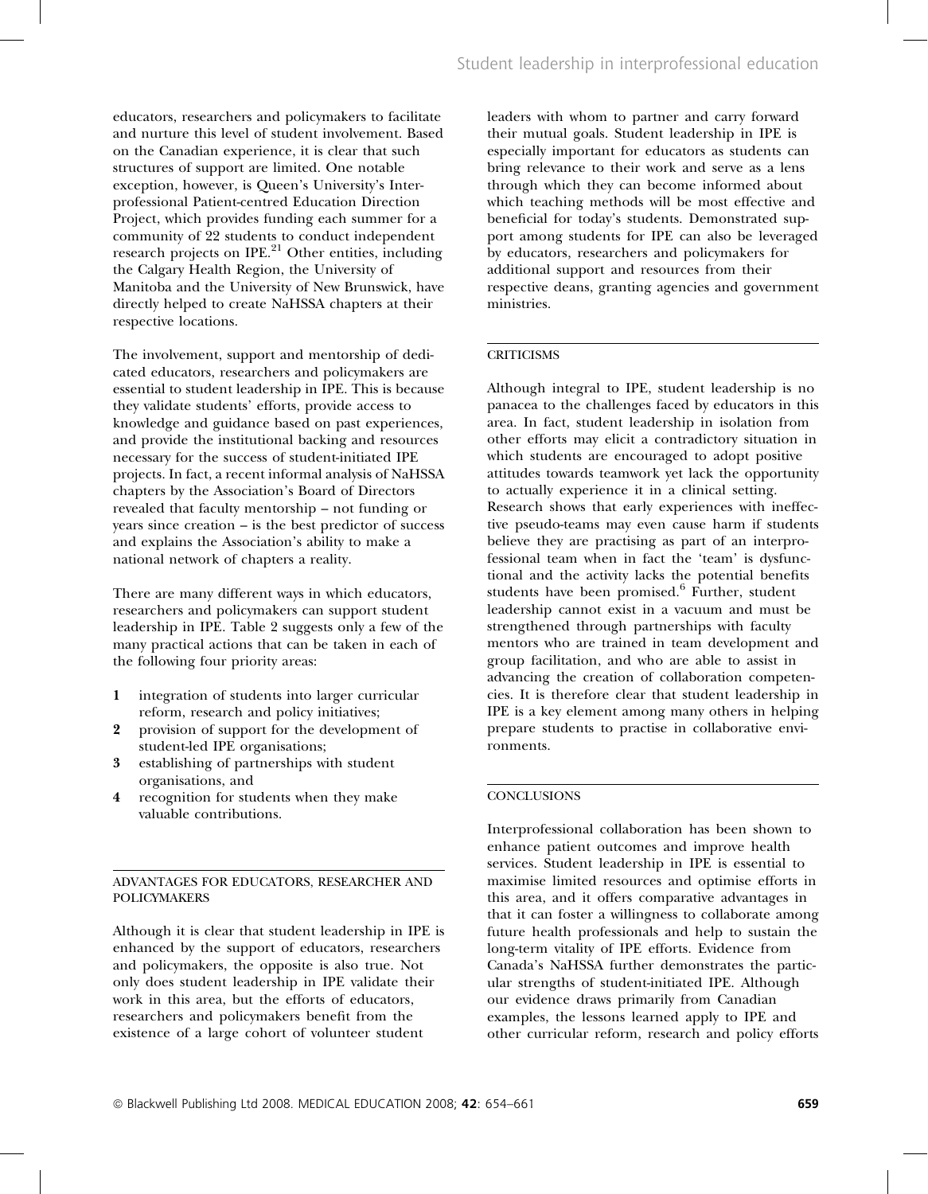educators, researchers and policymakers to facilitate and nurture this level of student involvement. Based on the Canadian experience, it is clear that such structures of support are limited. One notable exception, however, is Queen's University's Interprofessional Patient-centred Education Direction Project, which provides funding each summer for a community of 22 students to conduct independent research projects on IPE.[21] Other entities, including the Calgary Health Region, the University of Manitoba and the University of New Brunswick, have directly helped to create NaHSSA chapters at their respective locations.

The involvement, support and mentorship of dedicated educators, researchers and policymakers are essential to student leadership in IPE. This is because they validate students' efforts, provide access to knowledge and guidance based on past experiences, and provide the institutional backing and resources necessary for the success of student-initiated IPE projects. In fact, a recent informal analysis of NaHSSA chapters by the Association's Board of Directors revealed that faculty mentorship – not funding or years since creation – is the best predictor of success and explains the Association's ability to make a national network of chapters a reality.

There are many different ways in which educators, researchers and policymakers can support student leadership in IPE. Table 2 suggests only a few of the many practical actions that can be taken in each of the following four priority areas:

1. integration of students into larger curricular reform, research and policy initiatives;
2. provision of support for the development of student-led IPE organisations;
3. establishing of partnerships with student organisations, and
4. recognition for students when they make valuable contributions.

## ADVANTAGES FOR EDUCATORS, RESEARCHER AND POLICYMAKERS

Although it is clear that student leadership in IPE is enhanced by the support of educators, researchers and policymakers, the opposite is also true. Not only does student leadership in IPE validate their work in this area, but the efforts of educators, researchers and policymakers benefit from the existence of a large cohort of volunteer student leaders with whom to partner and carry forward their mutual goals. Student leadership in IPE is especially important for educators as students can bring relevance to their work and serve as a lens through which they can become informed about which teaching methods will be most effective and beneficial for today's students. Demonstrated support among students for IPE can also be leveraged by educators, researchers and policymakers for additional support and resources from their respective deans, granting agencies and government ministries.

## CRITICISMS

Although integral to IPE, student leadership is no panacea to the challenges faced by educators in this area. In fact, student leadership in isolation from other efforts may elicit a contradictory situation in which students are encouraged to adopt positive attitudes towards teamwork yet lack the opportunity to actually experience it in a clinical setting. Research shows that early experiences with ineffective pseudo-teams may even cause harm if students believe they are practising as part of an interprofessional team when in fact the 'team' is dysfunctional and the activity lacks the potential benefits students have been promised.[6] Further, student leadership cannot exist in a vacuum and must be strengthened through partnerships with faculty mentors who are trained in team development and group facilitation, and who are able to assist in advancing the creation of collaboration competencies. It is therefore clear that student leadership in IPE is a key element among many others in helping prepare students to practise in collaborative environments.

## CONCLUSIONS

Interprofessional collaboration has been shown to enhance patient outcomes and improve health services. Student leadership in IPE is essential to maximise limited resources and optimise efforts in this area, and it offers comparative advantages in that it can foster a willingness to collaborate among future health professionals and help to sustain the long-term vitality of IPE efforts. Evidence from Canada's NaHSSA further demonstrates the particular strengths of student-initiated IPE. Although our evidence draws primarily from Canadian examples, the lessons learned apply to IPE and other curricular reform, research and policy efforts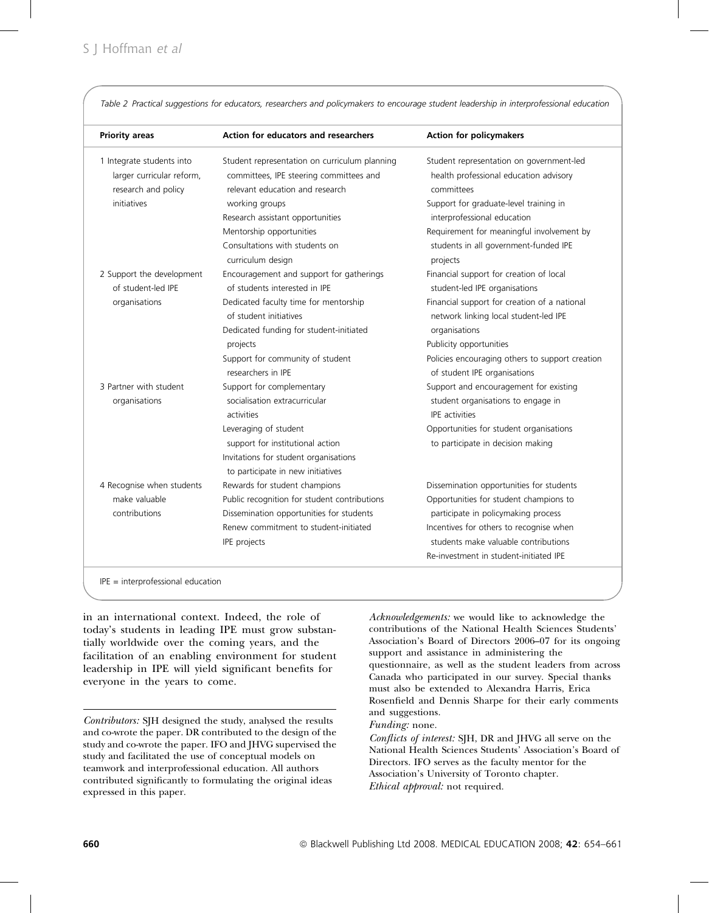Table 2 Practical suggestions for educators, researchers and policymakers to encourage student leadership in interprofessional education

| Priority areas | Action for educators and researchers | Action for policymakers |
|---|---|---|
| 1 Integrate students into larger curricular reform, research and policy initiatives | Student representation on curriculum planning committees, IPE steering committees and relevant education and research working groups<br>Research assistant opportunities<br>Mentorship opportunities<br>Consultations with students on curriculum design | Student representation on government-led health professional education advisory committees<br>Support for graduate-level training in interprofessional education<br>Requirement for meaningful involvement by students in all government-funded IPE projects |
| 2 Support the development of student-led IPE organisations | Encouragement and support for gatherings of students interested in IPE<br>Dedicated faculty time for mentorship of student initiatives<br>Dedicated funding for student-initiated projects<br>Support for community of student researchers in IPE | Financial support for creation of local student-led IPE organisations<br>Financial support for creation of a national network linking local student-led IPE organisations<br>Publicity opportunities<br>Policies encouraging others to support creation of student IPE organisations |
| 3 Partner with student organisations | Support for complementary socialisation extracurricular activities<br>Leveraging of student support for institutional action<br>Invitations for student organisations to participate in new initiatives | Support and encouragement for existing student organisations to engage in IPE activities<br>Opportunities for student organisations to participate in decision making |
| 4 Recognise when students make valuable contributions | Rewards for student champions<br>Public recognition for student contributions<br>Dissemination opportunities for students<br>Renew commitment to student-initiated IPE projects | Dissemination opportunities for students<br>Opportunities for student champions to participate in policymaking process<br>Incentives for others to recognise when students make valuable contributions<br>Re-investment in student-initiated IPE |

IPE = interprofessional education

in an international context. Indeed, the role of today's students in leading IPE must grow substantially worldwide over the coming years, and the facilitation of an enabling environment for student leadership in IPE will yield significant benefits for everyone in the years to come.

---

*Contributors:* SJH designed the study, analysed the results and co-wrote the paper. DR contributed to the design of the study and co-wrote the paper. IFO and JHVG supervised the study and facilitated the use of conceptual models on teamwork and interprofessional education. All authors contributed significantly to formulating the original ideas expressed in this paper.

*Acknowledgements:* we would like to acknowledge the contributions of the National Health Sciences Students' Association's Board of Directors 2006–07 for its ongoing support and assistance in administering the questionnaire, as well as the student leaders from across Canada who participated in our survey. Special thanks must also be extended to Alexandra Harris, Erica Rosenfield and Dennis Sharpe for their early comments and suggestions.

*Funding:* none.

*Conflicts of interest:* SJH, DR and JHVG all serve on the National Health Sciences Students' Association's Board of Directors. IFO serves as the faculty mentor for the Association's University of Toronto chapter.

*Ethical approval:* not required.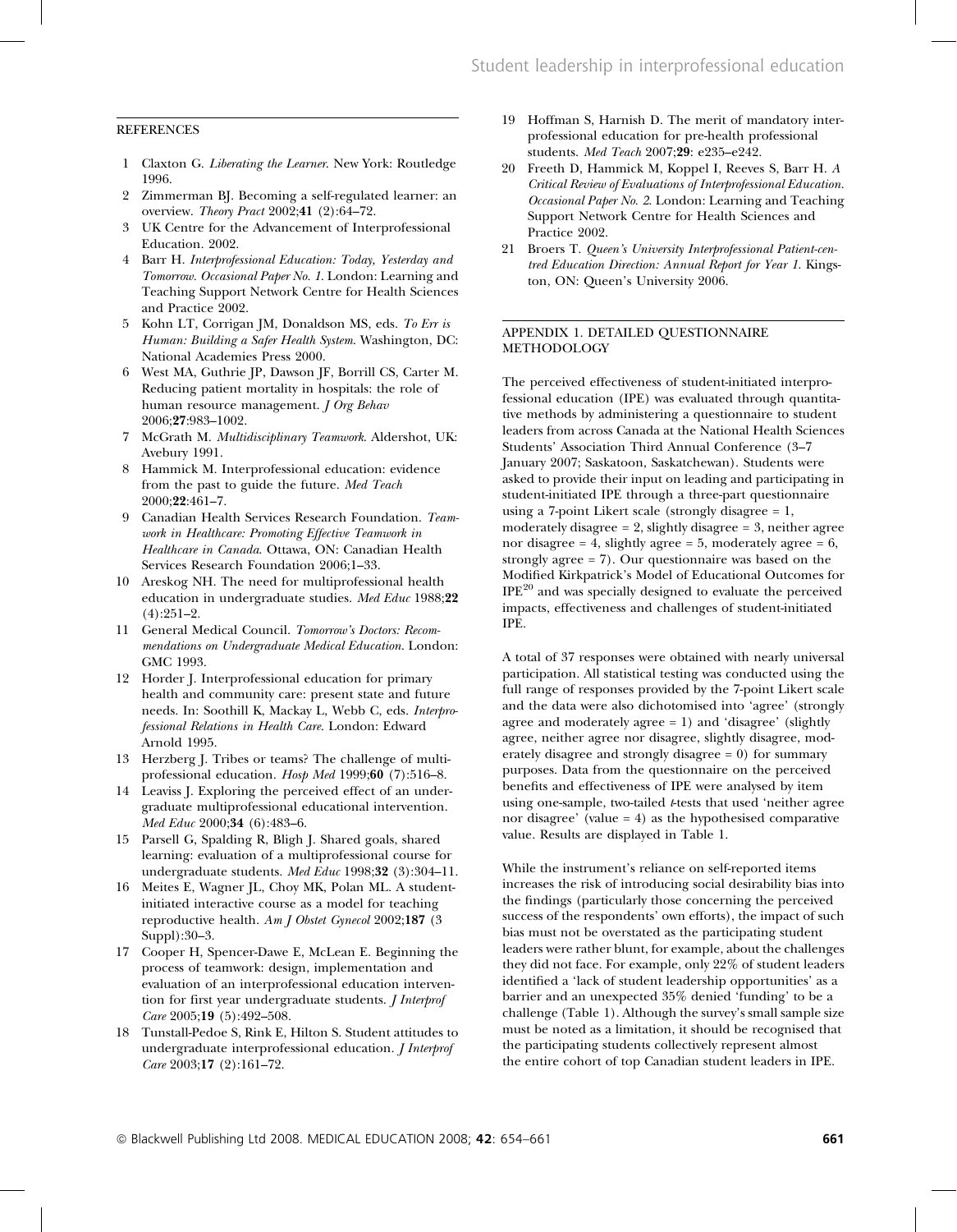## REFERENCES

1 Claxton G. *Liberating the Learner*. New York: Routledge 1996.
2 Zimmerman BJ. Becoming a self-regulated learner: an overview. *Theory Pract* 2002;**41** (2):64–72.
3 UK Centre for the Advancement of Interprofessional Education. 2002.
4 Barr H. *Interprofessional Education: Today, Yesterday and Tomorrow. Occasional Paper No. 1*. London: Learning and Teaching Support Network Centre for Health Sciences and Practice 2002.
5 Kohn LT, Corrigan JM, Donaldson MS, eds. *To Err is Human: Building a Safer Health System*. Washington, DC: National Academies Press 2000.
6 West MA, Guthrie JP, Dawson JF, Borrill CS, Carter M. Reducing patient mortality in hospitals: the role of human resource management. *J Org Behav* 2006;**27**:983–1002.
7 McGrath M. *Multidisciplinary Teamwork*. Aldershot, UK: Avebury 1991.
8 Hammick M. Interprofessional education: evidence from the past to guide the future. *Med Teach* 2000;**22**:461–7.
9 Canadian Health Services Research Foundation. *Teamwork in Healthcare: Promoting Effective Teamwork in Healthcare in Canada*. Ottawa, ON: Canadian Health Services Research Foundation 2006;1–33.
10 Areskog NH. The need for multiprofessional health education in undergraduate studies. *Med Educ* 1988;**22** (4):251–2.
11 General Medical Council. *Tomorrow's Doctors: Recommendations on Undergraduate Medical Education*. London: GMC 1993.
12 Horder J. Interprofessional education for primary health and community care: present state and future needs. In: Soothill K, Mackay L, Webb C, eds. *Interprofessional Relations in Health Care*. London: Edward Arnold 1995.
13 Herzberg J. Tribes or teams? The challenge of multiprofessional education. *Hosp Med* 1999;**60** (7):516–8.
14 Leaviss J. Exploring the perceived effect of an undergraduate multiprofessional educational intervention. *Med Educ* 2000;**34** (6):483–6.
15 Parsell G, Spalding R, Bligh J. Shared goals, shared learning: evaluation of a multiprofessional course for undergraduate students. *Med Educ* 1998;**32** (3):304–11.
16 Meites E, Wagner JL, Choy MK, Polan ML. A student-initiated interactive course as a model for teaching reproductive health. *Am J Obstet Gynecol* 2002;**187** (3 Suppl):30–3.
17 Cooper H, Spencer-Dawe E, McLean E. Beginning the process of teamwork: design, implementation and evaluation of an interprofessional education intervention for first year undergraduate students. *J Interprof Care* 2005;**19** (5):492–508.
18 Tunstall-Pedoe S, Rink E, Hilton S. Student attitudes to undergraduate interprofessional education. *J Interprof Care* 2003;**17** (2):161–72.
19 Hoffman S, Harnish D. The merit of mandatory interprofessional education for pre-health professional students. *Med Teach* 2007;**29**: e235–e242.
20 Freeth D, Hammick M, Koppel I, Reeves S, Barr H. *A Critical Review of Evaluations of Interprofessional Education. Occasional Paper No. 2*. London: Learning and Teaching Support Network Centre for Health Sciences and Practice 2002.
21 Broers T. *Queen's University Interprofessional Patient-centred Education Direction: Annual Report for Year 1*. Kingston, ON: Queen's University 2006.

## APPENDIX 1. DETAILED QUESTIONNAIRE METHODOLOGY

The perceived effectiveness of student-initiated interprofessional education (IPE) was evaluated through quantitative methods by administering a questionnaire to student leaders from across Canada at the National Health Sciences Students' Association Third Annual Conference (3–7 January 2007; Saskatoon, Saskatchewan). Students were asked to provide their input on leading and participating in student-initiated IPE through a three-part questionnaire using a 7-point Likert scale (strongly disagree = 1, moderately disagree = 2, slightly disagree = 3, neither agree nor disagree = 4, slightly agree = 5, moderately agree = 6, strongly agree = 7). Our questionnaire was based on the Modified Kirkpatrick's Model of Educational Outcomes for IPE[20] and was specially designed to evaluate the perceived impacts, effectiveness and challenges of student-initiated IPE.

A total of 37 responses were obtained with nearly universal participation. All statistical testing was conducted using the full range of responses provided by the 7-point Likert scale and the data were also dichotomised into 'agree' (strongly agree and moderately agree = 1) and 'disagree' (slightly agree, neither agree nor disagree, slightly disagree, moderately disagree and strongly disagree = 0) for summary purposes. Data from the questionnaire on the perceived benefits and effectiveness of IPE were analysed by item using one-sample, two-tailed $t$-tests that used 'neither agree nor disagree' (value = 4) as the hypothesised comparative value. Results are displayed in Table 1.

While the instrument's reliance on self-reported items increases the risk of introducing social desirability bias into the findings (particularly those concerning the perceived success of the respondents' own efforts), the impact of such bias must not be overstated as the participating student leaders were rather blunt, for example, about the challenges they did not face. For example, only 22% of student leaders identified a 'lack of student leadership opportunities' as a barrier and an unexpected 35% denied 'funding' to be a challenge (Table 1). Although the survey's small sample size must be noted as a limitation, it should be recognised that the participating students collectively represent almost the entire cohort of top Canadian student leaders in IPE.